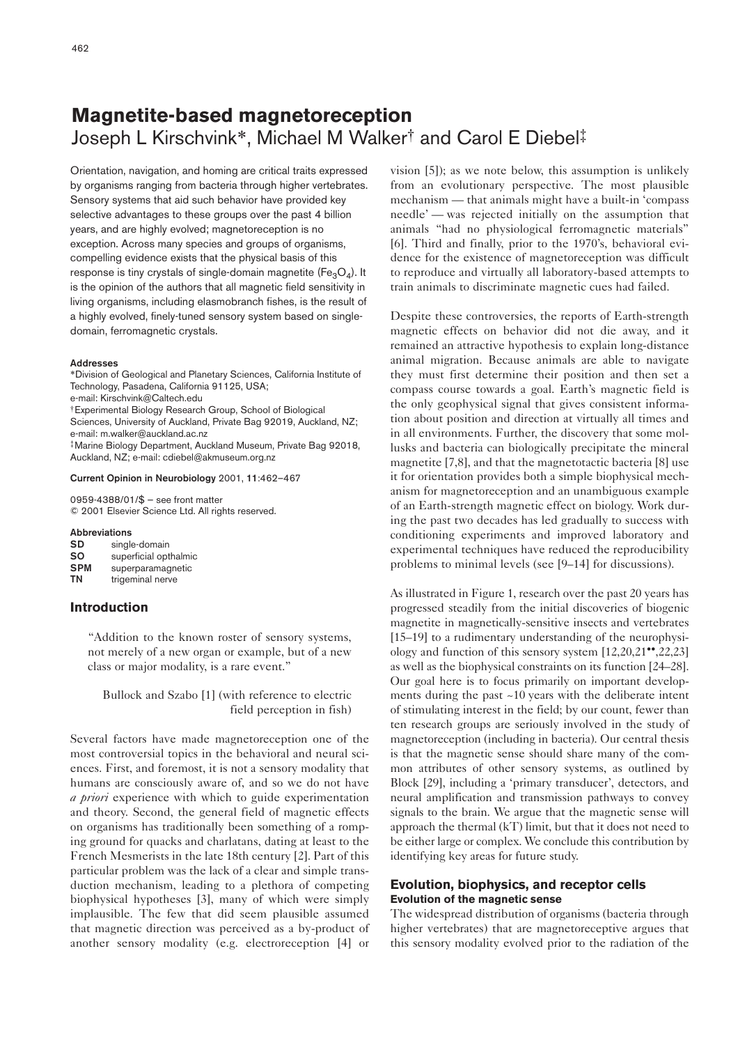# Magnetite-based magnetoreception

Joseph L Kirschvink*, Michael M Walker† and Carol E Diebel‡

Orientation, navigation, and homing are critical traits expressed by organisms ranging from bacteria through higher vertebrates. Sensory systems that aid such behavior have provided key selective advantages to these groups over the past 4 billion years, and are highly evolved; magnetoreception is no exception. Across many species and groups of organisms, compelling evidence exists that the physical basis of this response is tiny crystals of single-domain magnetite ($Fe_3O_4$). It is the opinion of the authors that all magnetic field sensitivity in living organisms, including elasmobranch fishes, is the result of a highly evolved, finely-tuned sensory system based on single-domain, ferromagnetic crystals.

**Addresses**

*Division of Geological and Planetary Sciences, California Institute of Technology, Pasadena, California 91125, USA;
e-mail: Kirschvink@Caltech.edu

†Experimental Biology Research Group, School of Biological Sciences, University of Auckland, Private Bag 92019, Auckland, NZ;
e-mail: m.walker@auckland.ac.nz

‡Marine Biology Department, Auckland Museum, Private Bag 92018, Auckland, NZ; e-mail: cdiebel@akmuseum.org.nz

**Current Opinion in Neurobiology** 2001, **11**:462–467

0959-4388/01/$ — see front matter
© 2001 Elsevier Science Ltd. All rights reserved.

**Abbreviations**

**SD** single-domain
**SO** superficial opthalmic
**SPM** superparamagnetic
**TN** trigeminal nerve

## Introduction

> "Addition to the known roster of sensory systems, not merely of a new organ or example, but of a new class or major modality, is a rare event."
>
> Bullock and Szabo [1] (with reference to electric field perception in fish)

Several factors have made magnetoreception one of the most controversial topics in the behavioral and neural sciences. First, and foremost, it is not a sensory modality that humans are consciously aware of, and so we do not have *a priori* experience with which to guide experimentation and theory. Second, the general field of magnetic effects on organisms has traditionally been something of a romping ground for quacks and charlatans, dating at least to the French Mesmerists in the late 18th century [2]. Part of this particular problem was the lack of a clear and simple transduction mechanism, leading to a plethora of competing biophysical hypotheses [3], many of which were simply implausible. The few that did seem plausible assumed that magnetic direction was perceived as a by-product of another sensory modality (e.g. electroreception [4] or vision [5]); as we note below, this assumption is unlikely from an evolutionary perspective. The most plausible mechanism — that animals might have a built-in 'compass needle' — was rejected initially on the assumption that animals "had no physiological ferromagnetic materials" [6]. Third and finally, prior to the 1970's, behavioral evidence for the existence of magnetoreception was difficult to reproduce and virtually all laboratory-based attempts to train animals to discriminate magnetic cues had failed.

Despite these controversies, the reports of Earth-strength magnetic effects on behavior did not die away, and it remained an attractive hypothesis to explain long-distance animal migration. Because animals are able to navigate they must first determine their position and then set a compass course towards a goal. Earth's magnetic field is the only geophysical signal that gives consistent information about position and direction at virtually all times and in all environments. Further, the discovery that some mollusks and bacteria can biologically precipitate the mineral magnetite [7,8], and that the magnetotactic bacteria [8] use it for orientation provides both a simple biophysical mechanism for magnetoreception and an unambiguous example of an Earth-strength magnetic effect on biology. Work during the past two decades has led gradually to success with conditioning experiments and improved laboratory and experimental techniques have reduced the reproducibility problems to minimal levels (see [9–14] for discussions).

As illustrated in Figure 1, research over the past 20 years has progressed steadily from the initial discoveries of biogenic magnetite in magnetically-sensitive insects and vertebrates [15–19] to a rudimentary understanding of the neurophysiology and function of this sensory system [12,20,21••,22,23] as well as the biophysical constraints on its function [24–28]. Our goal here is to focus primarily on important developments during the past ~10 years with the deliberate intent of stimulating interest in the field; by our count, fewer than ten research groups are seriously involved in the study of magnetoreception (including in bacteria). Our central thesis is that the magnetic sense should share many of the common attributes of other sensory systems, as outlined by Block [29], including a 'primary transducer', detectors, and neural amplification and transmission pathways to convey signals to the brain. We argue that the magnetic sense will approach the thermal (kT) limit, but that it does not need to be either large or complex. We conclude this contribution by identifying key areas for future study.

## Evolution, biophysics, and receptor cells

### Evolution of the magnetic sense

The widespread distribution of organisms (bacteria through higher vertebrates) that are magnetoreceptive argues that this sensory modality evolved prior to the radiation of the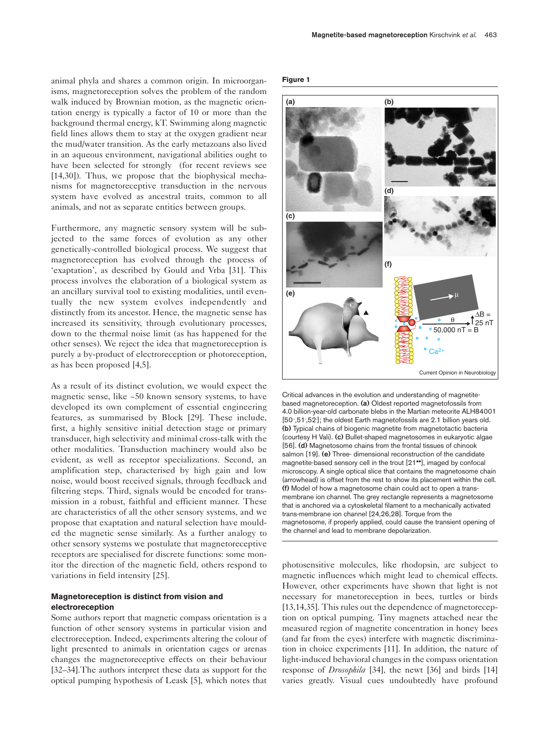animal phyla and shares a common origin. In microorganisms, magnetoreception solves the problem of the random walk induced by Brownian motion, as the magnetic orientation energy is typically a factor of 10 or more than the background thermal energy, kT. Swimming along magnetic field lines allows them to stay at the oxygen gradient near the mud/water transition. As the early metazoans also lived in an aqueous environment, navigational abilities ought to have been selected for strongly (for recent reviews see [14,30]). Thus, we propose that the biophysical mechanisms for magnetoreceptive transduction in the nervous system have evolved as ancestral traits, common to all animals, and not as separate entities between groups.

Furthermore, any magnetic sensory system will be subjected to the same forces of evolution as any other genetically-controlled biological process. We suggest that magnetoreception has evolved through the process of 'exaptation', as described by Gould and Vrba [31]. This process involves the elaboration of a biological system as an ancillary survival tool to existing modalities, until eventually the new system evolves independently and distinctly from its ancestor. Hence, the magnetic sense has increased its sensitivity, through evolutionary processes, down to the thermal noise limit (as has happened for the other senses). We reject the idea that magnetoreception is purely a by-product of electroreception or photoreception, as has been proposed [4,5].

As a result of its distinct evolution, we would expect the magnetic sense, like ~50 known sensory systems, to have developed its own complement of essential engineering features, as summarised by Block [29]. These include, first, a highly sensitive initial detection stage or primary transducer, high selectivity and minimal cross-talk with the other modalities. Transduction machinery would also be evident, as well as receptor specializations. Second, an amplification step, characterised by high gain and low noise, would boost received signals, through feedback and filtering steps. Third, signals would be encoded for transmission in a robust, faithful and efficient manner. These are characteristics of all the other sensory systems, and we propose that exaptation and natural selection have moulded the magnetic sense similarly. As a further analogy to other sensory systems we postulate that magnetoreceptive receptors are specialised for discrete functions: some monitor the direction of the magnetic field, others respond to variations in field intensity [25].

**Figure 1**

Critical advances in the evolution and understanding of magnetite-based magnetoreception. **(a)** Oldest reported magnetofossils from 4.0 billion-year-old carbonate blebs in the Martian meteorite ALH84001 [50••,51•,52•]; the oldest Earth magnetofossils are 2.1 billion years old. **(b)** Typical chains of biogenic magnetite from magnetotactic bacteria (courtesy H Vali). **(c)** Bullet-shaped magnetosomes in eukaryotic algae [56]. **(d)** Magnetosome chains from the frontal tissues of chinook salmon [19]. **(e)** Three- dimensional reconstruction of the candidate magnetite-based sensory cell in the trout [21••], imaged by confocal microscopy. A single optical slice that contains the magnetosome chain (arrowhead) is offset from the rest to show its placement within the cell. **(f)** Model of how a magnetosome chain could act to open a trans-membrane ion channel. The grey rectangle represents a magnetosome that is anchored via a cytoskeletal filament to a mechanically activated trans-membrane ion channel [24,26,28]. Torque from the magnetosome, if properly applied, could cause the transient opening of the channel and lead to membrane depolarization.

## Magnetoreception is distinct from vision and electroreception

Some authors report that magnetic compass orientation is a function of other sensory systems in particular vision and electroreception. Indeed, experiments altering the colour of light presented to animals in orientation cages or arenas changes the magnetoreceptive effects on their behaviour [32–34].The authors interpret these data as support for the optical pumping hypothesis of Leask [5], which notes that photosensitive molecules, like rhodopsin, are subject to magnetic influences which might lead to chemical effects. However, other experiments have shown that light is not necessary for manetoreception in bees, turtles or birds [13,14,35]. This rules out the dependence of magnetoreception on optical pumping. Tiny magnets attached near the measured region of magnetite concentration in honey bees (and far from the eyes) interfere with magnetic discrimination in choice experiments [11]. In addition, the nature of light-induced behavioral changes in the compass orientation response of *Drosophila* [34], the newt [36] and birds [14] varies greatly. Visual cues undoubtedly have profound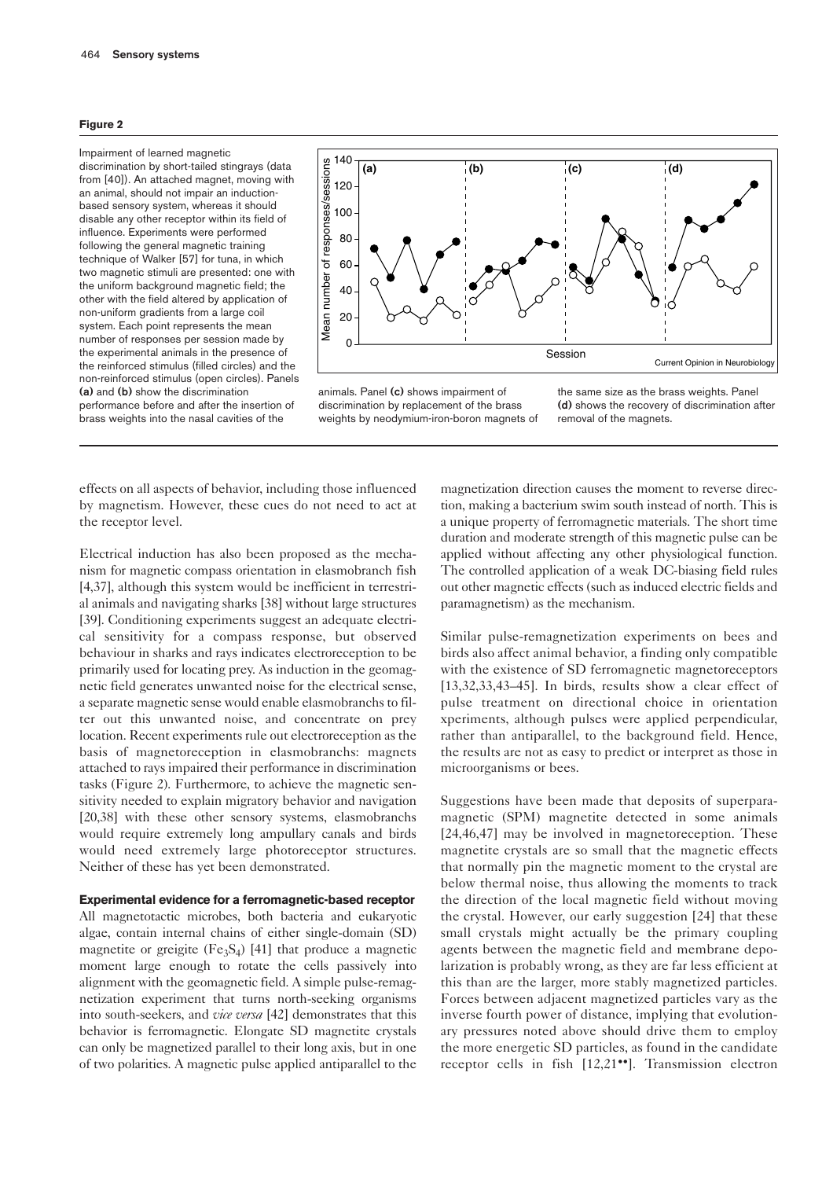**Figure 2**

Impairment of learned magnetic discrimination by short-tailed stingrays (data from [40]). An attached magnet, moving with an animal, should not impair an induction-based sensory system, whereas it should disable any other receptor within its field of influence. Experiments were performed following the general magnetic training technique of Walker [57] for tuna, in which two magnetic stimuli are presented: one with the uniform background magnetic field; the other with the field altered by application of non-uniform gradients from a large coil system. Each point represents the mean number of responses per session made by the experimental animals in the presence of the reinforced stimulus (filled circles) and the non-reinforced stimulus (open circles). Panels **(a)** and **(b)** show the discrimination performance before and after the insertion of brass weights into the nasal cavities of the animals. Panel **(c)** shows impairment of discrimination by replacement of the brass weights by neodymium-iron-boron magnets of the same size as the brass weights. Panel **(d)** shows the recovery of discrimination after removal of the magnets.

Mean number of responses/sessions
140
120
100
80
60
40
20
0
(a) (b) (c) (d)
Session
Current Opinion in Neurobiology

effects on all aspects of behavior, including those influenced by magnetism. However, these cues do not need to act at the receptor level.

Electrical induction has also been proposed as the mechanism for magnetic compass orientation in elasmobranch fish [4,37], although this system would be inefficient in terrestrial animals and navigating sharks [38] without large structures [39]. Conditioning experiments suggest an adequate electrical sensitivity for a compass response, but observed behaviour in sharks and rays indicates electroreception to be primarily used for locating prey. As induction in the geomagnetic field generates unwanted noise for the electrical sense, a separate magnetic sense would enable elasmobranchs to filter out this unwanted noise, and concentrate on prey location. Recent experiments rule out electroreception as the basis of magnetoreception in elasmobranchs: magnets attached to rays impaired their performance in discrimination tasks (Figure 2). Furthermore, to achieve the magnetic sensitivity needed to explain migratory behavior and navigation [20,38] with these other sensory systems, elasmobranchs would require extremely long ampullary canals and birds would need extremely large photoreceptor structures. Neither of these has yet been demonstrated.

### Experimental evidence for a ferromagnetic-based receptor

All magnetotactic microbes, both bacteria and eukaryotic algae, contain internal chains of either single-domain (SD) magnetite or greigite ($Fe_3S_4$) [41] that produce a magnetic moment large enough to rotate the cells passively into alignment with the geomagnetic field. A simple pulse-remagnetization experiment that turns north-seeking organisms into south-seekers, and *vice versa* [42] demonstrates that this behavior is ferromagnetic. Elongate SD magnetite crystals can only be magnetized parallel to their long axis, but in one of two polarities. A magnetic pulse applied antiparallel to the magnetization direction causes the moment to reverse direction, making a bacterium swim south instead of north. This is a unique property of ferromagnetic materials. The short time duration and moderate strength of this magnetic pulse can be applied without affecting any other physiological function. The controlled application of a weak DC-biasing field rules out other magnetic effects (such as induced electric fields and paramagnetism) as the mechanism.

Similar pulse-remagnetization experiments on bees and birds also affect animal behavior, a finding only compatible with the existence of SD ferromagnetic magnetoreceptors [13,32,33,43–45]. In birds, results show a clear effect of pulse treatment on directional choice in orientation xperiments, although pulses were applied perpendicular, rather than antiparallel, to the background field. Hence, the results are not as easy to predict or interpret as those in microorganisms or bees.

Suggestions have been made that deposits of superparamagnetic (SPM) magnetite detected in some animals [24,46,47] may be involved in magnetoreception. These magnetite crystals are so small that the magnetic effects that normally pin the magnetic moment to the crystal are below thermal noise, thus allowing the moments to track the direction of the local magnetic field without moving the crystal. However, our early suggestion [24] that these small crystals might actually be the primary coupling agents between the magnetic field and membrane depolarization is probably wrong, as they are far less efficient at this than are the larger, more stably magnetized particles. Forces between adjacent magnetized particles vary as the inverse fourth power of distance, implying that evolutionary pressures noted above should drive them to employ the more energetic SD particles, as found in the candidate receptor cells in fish [12,21••]. Transmission electron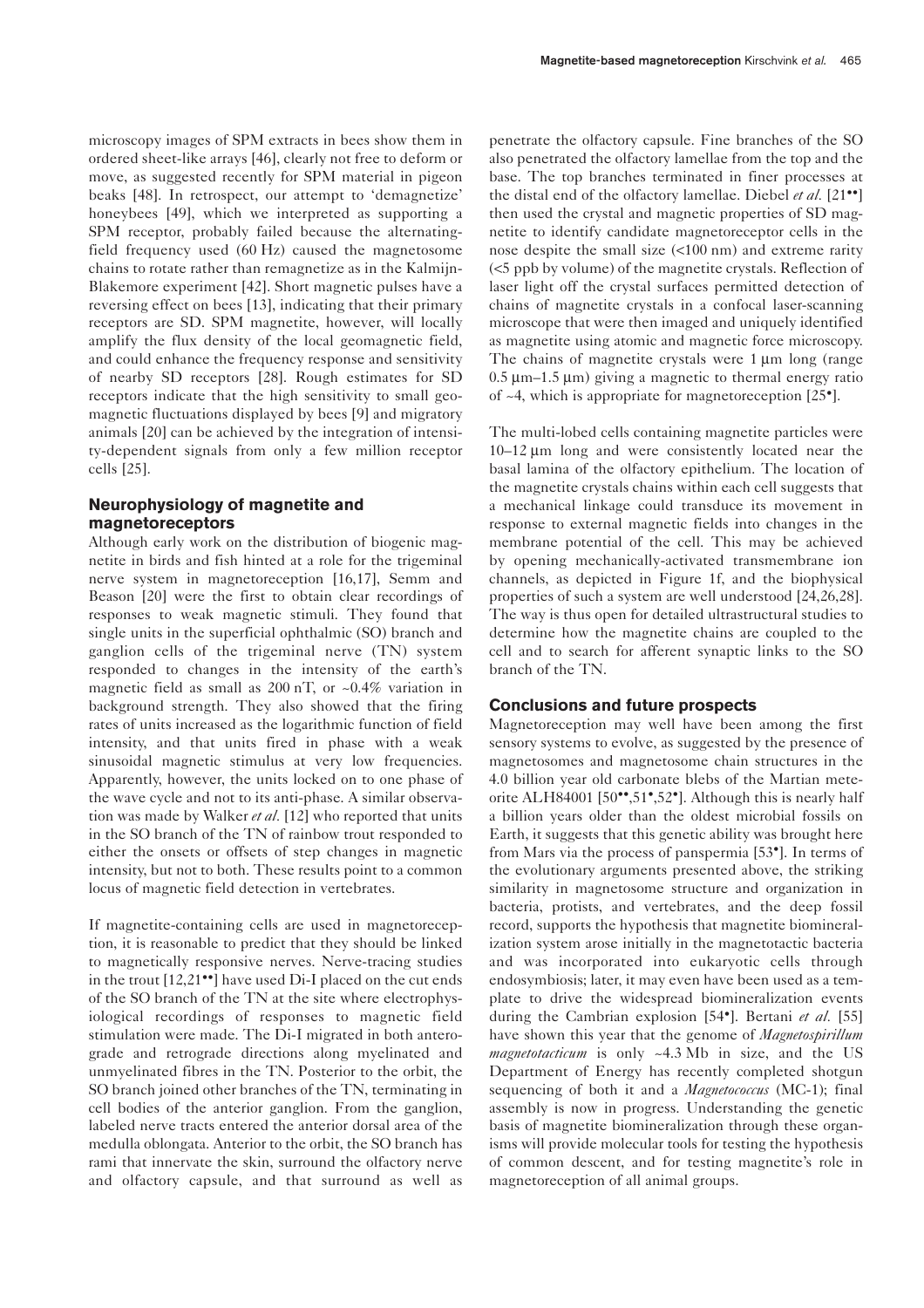microscopy images of SPM extracts in bees show them in ordered sheet-like arrays [46], clearly not free to deform or move, as suggested recently for SPM material in pigeon beaks [48]. In retrospect, our attempt to 'demagnetize' honeybees [49], which we interpreted as supporting a SPM receptor, probably failed because the alternating-field frequency used (60 Hz) caused the magnetosome chains to rotate rather than remagnetize as in the Kalmijn-Blakemore experiment [42]. Short magnetic pulses have a reversing effect on bees [13], indicating that their primary receptors are SD. SPM magnetite, however, will locally amplify the flux density of the local geomagnetic field, and could enhance the frequency response and sensitivity of nearby SD receptors [28]. Rough estimates for SD receptors indicate that the high sensitivity to small geomagnetic fluctuations displayed by bees [9] and migratory animals [20] can be achieved by the integration of intensity-dependent signals from only a few million receptor cells [25].

## Neurophysiology of magnetite and magnetoreceptors

Although early work on the distribution of biogenic magnetite in birds and fish hinted at a role for the trigeminal nerve system in magnetoreception [16,17], Semm and Beason [20] were the first to obtain clear recordings of responses to weak magnetic stimuli. They found that single units in the superficial ophthalmic (SO) branch and ganglion cells of the trigeminal nerve (TN) system responded to changes in the intensity of the earth's magnetic field as small as 200 nT, or ~0.4% variation in background strength. They also showed that the firing rates of units increased as the logarithmic function of field intensity, and that units fired in phase with a weak sinusoidal magnetic stimulus at very low frequencies. Apparently, however, the units locked on to one phase of the wave cycle and not to its anti-phase. A similar observation was made by Walker *et al.* [12] who reported that units in the SO branch of the TN of rainbow trout responded to either the onsets or offsets of step changes in magnetic intensity, but not to both. These results point to a common locus of magnetic field detection in vertebrates.

If magnetite-containing cells are used in magnetoreception, it is reasonable to predict that they should be linked to magnetically responsive nerves. Nerve-tracing studies in the trout [12,21••] have used Di-I placed on the cut ends of the SO branch of the TN at the site where electrophysiological recordings of responses to magnetic field stimulation were made. The Di-I migrated in both anterograde and retrograde directions along myelinated and unmyelinated fibres in the TN. Posterior to the orbit, the SO branch joined other branches of the TN, terminating in cell bodies of the anterior ganglion. From the ganglion, labeled nerve tracts entered the anterior dorsal area of the medulla oblongata. Anterior to the orbit, the SO branch has rami that innervate the skin, surround the olfactory nerve and olfactory capsule, and that surround as well as penetrate the olfactory capsule. Fine branches of the SO also penetrated the olfactory lamellae from the top and the base. The top branches terminated in finer processes at the distal end of the olfactory lamellae. Diebel *et al.* [21••] then used the crystal and magnetic properties of SD magnetite to identify candidate magnetoreceptor cells in the nose despite the small size (<100 nm) and extreme rarity (<5 ppb by volume) of the magnetite crystals. Reflection of laser light off the crystal surfaces permitted detection of chains of magnetite crystals in a confocal laser-scanning microscope that were then imaged and uniquely identified as magnetite using atomic and magnetic force microscopy. The chains of magnetite crystals were 1 μm long (range 0.5 μm–1.5 μm) giving a magnetic to thermal energy ratio of ~4, which is appropriate for magnetoreception [25•].

The multi-lobed cells containing magnetite particles were 10–12 μm long and were consistently located near the basal lamina of the olfactory epithelium. The location of the magnetite crystals chains within each cell suggests that a mechanical linkage could transduce its movement in response to external magnetic fields into changes in the membrane potential of the cell. This may be achieved by opening mechanically-activated transmembrane ion channels, as depicted in Figure 1f, and the biophysical properties of such a system are well understood [24,26,28]. The way is thus open for detailed ultrastructural studies to determine how the magnetite chains are coupled to the cell and to search for afferent synaptic links to the SO branch of the TN.

## Conclusions and future prospects

Magnetoreception may well have been among the first sensory systems to evolve, as suggested by the presence of magnetosomes and magnetosome chain structures in the 4.0 billion year old carbonate blebs of the Martian meteorite ALH84001 [50••,51•,52•]. Although this is nearly half a billion years older than the oldest microbial fossils on Earth, it suggests that this genetic ability was brought here from Mars via the process of panspermia [53•]. In terms of the evolutionary arguments presented above, the striking similarity in magnetosome structure and organization in bacteria, protists, and vertebrates, and the deep fossil record, supports the hypothesis that magnetite biomineralization system arose initially in the magnetotactic bacteria and was incorporated into eukaryotic cells through endosymbiosis; later, it may even have been used as a template to drive the widespread biomineralization events during the Cambrian explosion [54•]. Bertani *et al.* [55] have shown this year that the genome of *Magnetospirillum magnetotacticum* is only ~4.3 Mb in size, and the US Department of Energy has recently completed shotgun sequencing of both it and a *Magnetococcus* (MC-1); final assembly is now in progress. Understanding the genetic basis of magnetite biomineralization through these organisms will provide molecular tools for testing the hypothesis of common descent, and for testing magnetite's role in magnetoreception of all animal groups.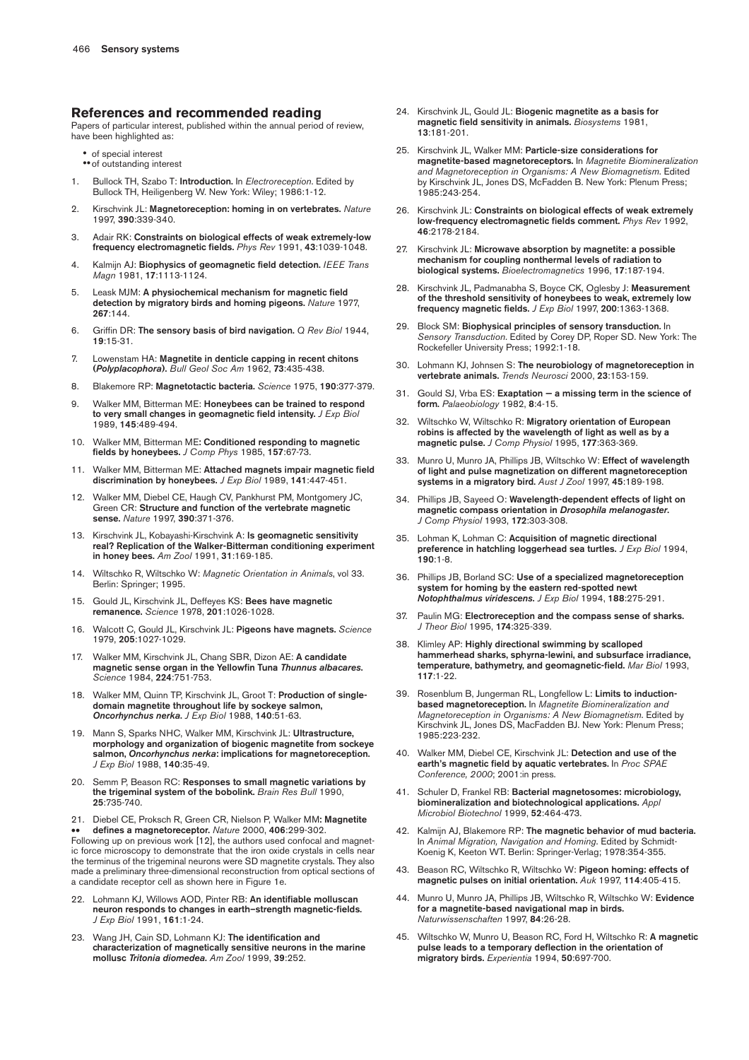## References and recommended reading

Papers of particular interest, published within the annual period of review, have been highlighted as:

- • of special interest
- •• of outstanding interest

1. Bullock TH, Szabo T: **Introduction.** In *Electroreception*. Edited by Bullock TH, Heiligenberg W. New York: Wiley; 1986:1-12.
2. Kirschvink JL: **Magnetoreception: homing in on vertebrates.** *Nature* 1997, **390**:339-340.
3. Adair RK: **Constraints on biological effects of weak extremely-low frequency electromagnetic fields.** *Phys Rev* 1991, **43**:1039-1048.
4. Kalmijn AJ: **Biophysics of geomagnetic field detection.** *IEEE Trans Magn* 1981, **17**:1113-1124.
5. Leask MJM: **A physiochemical mechanism for magnetic field detection by migratory birds and homing pigeons.** *Nature* 1977, **267**:144.
6. Griffin DR: **The sensory basis of bird navigation.** *Q Rev Biol* 1944, **19**:15-31.
7. Lowenstam HA: **Magnetite in denticle capping in recent chitons (*Polyplacophora*).** *Bull Geol Soc Am* 1962, **73**:435-438.
8. Blakemore RP: **Magnetotactic bacteria.** *Science* 1975, **190**:377-379.
9. Walker MM, Bitterman ME: **Honeybees can be trained to respond to very small changes in geomagnetic field intensity.** *J Exp Biol* 1989, **145**:489-494.
10. Walker MM, Bitterman ME: **Conditioned responding to magnetic fields by honeybees.** *J Comp Phys* 1985, **157**:67-73.
11. Walker MM, Bitterman ME: **Attached magnets impair magnetic field discrimination by honeybees.** *J Exp Biol* 1989, **141**:447-451.
12. Walker MM, Diebel CE, Haugh CV, Pankhurst PM, Montgomery JC, Green CR: **Structure and function of the vertebrate magnetic sense.** *Nature* 1997, **390**:371-376.
13. Kirschvink JL, Kobayashi-Kirschvink A: **Is geomagnetic sensitivity real? Replication of the Walker-Bitterman conditioning experiment in honey bees.** *Am Zool* 1991, **31**:169-185.
14. Wiltschko R, Wiltschko W: *Magnetic Orientation in Animals*, vol 33. Berlin: Springer; 1995.
15. Gould JL, Kirschvink JL, Deffeyes KS: **Bees have magnetic remanence.** *Science* 1978, **201**:1026-1028.
16. Walcott C, Gould JL, Kirschvink JL: **Pigeons have magnets.** *Science* 1979, **205**:1027-1029.
17. Walker MM, Kirschvink JL, Chang SBR, Dizon AE: **A candidate magnetic sense organ in the Yellowfin Tuna *Thunnus albacares*.** *Science* 1984, **224**:751-753.
18. Walker MM, Quinn TP, Kirschvink JL, Groot T: **Production of single-domain magnetite throughout life by sockeye salmon, *Oncorhynchus nerka*.** *J Exp Biol* 1988, **140**:51-63.
19. Mann S, Sparks NHC, Walker MM, Kirschvink JL: **Ultrastructure, morphology and organization of biogenic magnetite from sockeye salmon, *Oncorhynchus nerka*: implications for magnetoreception.** *J Exp Biol* 1988, **140**:35-49.
20. Semm P, Beason RC: **Responses to small magnetic variations by the trigeminal system of the bobolink.** *Brain Res Bull* 1990, **25**:735-740.
21. •• Diebel CE, Proksch R, Green CR, Nielson P, Walker MM: **Magnetite defines a magnetoreceptor.** *Nature* 2000, **406**:299-302.
Following up on previous work [12], the authors used confocal and magnetic force microscopy to demonstrate that the iron oxide crystals in cells near the terminus of the trigeminal neurons were SD magnetite crystals. They also made a preliminary three-dimensional reconstruction from optical sections of a candidate receptor cell as shown here in Figure 1e.
22. Lohmann KJ, Willows AOD, Pinter RB: **An identifiable molluscan neuron responds to changes in earth–strength magnetic-fields.** *J Exp Biol* 1991, **161**:1-24.
23. Wang JH, Cain SD, Lohmann KJ: **The identification and characterization of magnetically sensitive neurons in the marine mollusc *Tritonia diomedea*.** *Am Zool* 1999, **39**:252.
24. Kirschvink JL, Gould JL: **Biogenic magnetite as a basis for magnetic field sensitivity in animals.** *Biosystems* 1981, **13**:181-201.
25. Kirschvink JL, Walker MM: **Particle-size considerations for magnetite-based magnetoreceptors.** In *Magnetite Biomineralization and Magnetoreception in Organisms: A New Biomagnetism*. Edited by Kirschvink JL, Jones DS, McFadden B. New York: Plenum Press; 1985:243-254.
26. Kirschvink JL: **Constraints on biological effects of weak extremely low-frequency electromagnetic fields comment.** *Phys Rev* 1992, **46**:2178-2184.
27. Kirschvink JL: **Microwave absorption by magnetite: a possible mechanism for coupling nonthermal levels of radiation to biological systems.** *Bioelectromagnetics* 1996, **17**:187-194.
28. Kirschvink JL, Padmanabha S, Boyce CK, Oglesby J: **Measurement of the threshold sensitivity of honeybees to weak, extremely low frequency magnetic fields.** *J Exp Biol* 1997, **200**:1363-1368.
29. Block SM: **Biophysical principles of sensory transduction.** In *Sensory Transduction*. Edited by Corey DP, Roper SD. New York: The Rockefeller University Press; 1992:1-18.
30. Lohmann KJ, Johnsen S: **The neurobiology of magnetoreception in vertebrate animals.** *Trends Neurosci* 2000, **23**:153-159.
31. Gould SJ, Vrba ES: **Exaptation — a missing term in the science of form.** *Palaeobiology* 1982, **8**:4-15.
32. Wiltschko W, Wiltschko R: **Migratory orientation of European robins is affected by the wavelength of light as well as by a magnetic pulse.** *J Comp Physiol* 1995, **177**:363-369.
33. Munro U, Munro JA, Phillips JB, Wiltschko W: **Effect of wavelength of light and pulse magnetization on different magnetoreception systems in a migratory bird.** *Aust J Zool* 1997, **45**:189-198.
34. Phillips JB, Sayeed O: **Wavelength-dependent effects of light on magnetic compass orientation in *Drosophila melanogaster*.** *J Comp Physiol* 1993, **172**:303-308.
35. Lohman K, Lohman C: **Acquisition of magnetic directional preference in hatchling loggerhead sea turtles.** *J Exp Biol* 1994, **190**:1-8.
36. Phillips JB, Borland SC: **Use of a specialized magnetoreception system for homing by the eastern red-spotted newt *Notophthalmus viridescens*.** *J Exp Biol* 1994, **188**:275-291.
37. Paulin MG: **Electroreception and the compass sense of sharks.** *J Theor Biol* 1995, **174**:325-339.
38. Klimley AP: **Highly directional swimming by scalloped hammerhead sharks, sphyrna-lewini, and subsurface irradiance, temperature, bathymetry, and geomagnetic-field.** *Mar Biol* 1993, **117**:1-22.
39. Rosenblum B, Jungerman RL, Longfellow L: **Limits to induction-based magnetoreception.** In *Magnetite Biomineralization and Magnetoreception in Organisms: A New Biomagnetism*. Edited by Kirschvink JL, Jones DS, MacFadden BJ. New York: Plenum Press; 1985:223-232.
40. Walker MM, Diebel CE, Kirschvink JL: **Detection and use of the earth's magnetic field by aquatic vertebrates.** In *Proc SPAE Conference, 2000*; 2001:in press.
41. Schuler D, Frankel RB: **Bacterial magnetosomes: microbiology, biomineralization and biotechnological applications.** *Appl Microbiol Biotechnol* 1999, **52**:464-473.
42. Kalmijn AJ, Blakemore RP: **The magnetic behavior of mud bacteria.** In *Animal Migration, Navigation and Homing*. Edited by Schmidt-Koenig K, Keeton WT. Berlin: Springer-Verlag; 1978:354-355.
43. Beason RC, Wiltschko R, Wiltschko W: **Pigeon homing: effects of magnetic pulses on initial orientation.** *Auk* 1997, **114**:405-415.
44. Munro U, Munro JA, Phillips JB, Wiltschko R, Wiltschko W: **Evidence for a magnetite-based navigational map in birds.** *Naturwissenschaften* 1997, **84**:26-28.
45. Wiltschko W, Munro U, Beason RC, Ford H, Wiltschko R: **A magnetic pulse leads to a temporary deflection in the orientation of migratory birds.** *Experientia* 1994, **50**:697-700.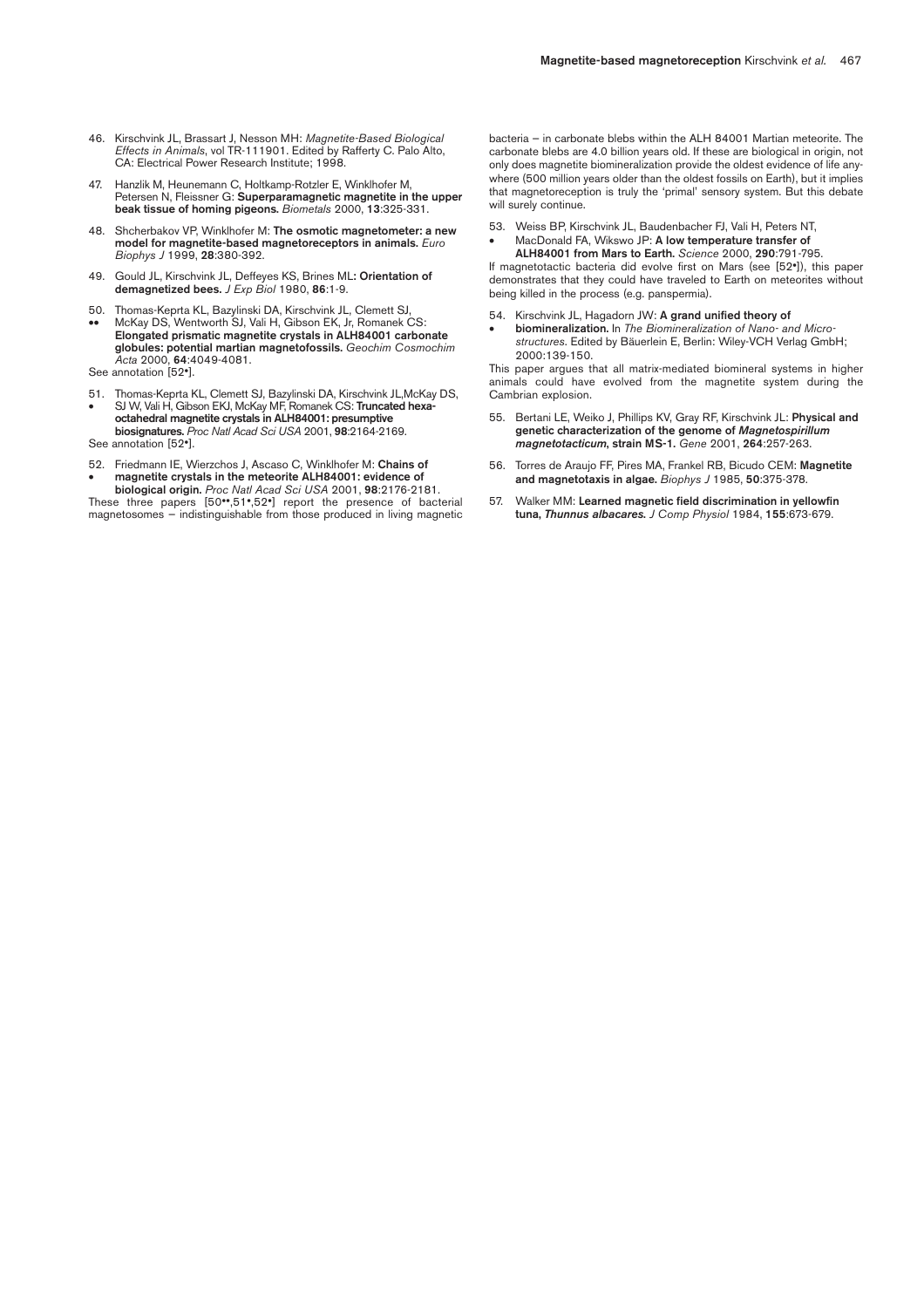46. Kirschvink JL, Brassart J, Nesson MH: *Magnetite-Based Biological Effects in Animals*, vol TR-111901. Edited by Rafferty C. Palo Alto, CA: Electrical Power Research Institute; 1998.

47. Hanzlik M, Heunemann C, Holtkamp-Rotzler E, Winklhofer M, Petersen N, Fleissner G: **Superparamagnetic magnetite in the upper beak tissue of homing pigeons.** *Biometals* 2000, **13**:325-331.

48. Shcherbakov VP, Winklhofer M: **The osmotic magnetometer: a new model for magnetite-based magnetoreceptors in animals.** *Euro Biophys J* 1999, **28**:380-392.

49. Gould JL, Kirschvink JL, Deffeyes KS, Brines ML: **Orientation of demagnetized bees.** *J Exp Biol* 1980, **86**:1-9.

50. •• Thomas-Keprta KL, Bazylinski DA, Kirschvink JL, Clemett SJ, McKay DS, Wentworth SJ, Vali H, Gibson EK, Jr, Romanek CS: **Elongated prismatic magnetite crystals in ALH84001 carbonate globules: potential martian magnetofossils.** *Geochim Cosmochim Acta* 2000, **64**:4049-4081.

See annotation [52•].

51. • Thomas-Keprta KL, Clemett SJ, Bazylinski DA, Kirschvink JL,McKay DS, SJ W, Vali H, Gibson EKJ, McKay MF, Romanek CS: **Truncated hexa-octahedral magnetite crystals in ALH84001: presumptive biosignatures.** *Proc Natl Acad Sci USA* 2001, **98**:2164-2169.

See annotation [52•].

52. • Friedmann IE, Wierzchos J, Ascaso C, Winklhofer M: **Chains of magnetite crystals in the meteorite ALH84001: evidence of biological origin.** *Proc Natl Acad Sci USA* 2001, **98**:2176-2181.

These three papers [50••,51•,52•] report the presence of bacterial magnetosomes – indistinguishable from those produced in living magnetic bacteria – in carbonate blebs within the ALH 84001 Martian meteorite. The carbonate blebs are 4.0 billion years old. If these are biological in origin, not only does magnetite biomineralization provide the oldest evidence of life anywhere (500 million years older than the oldest fossils on Earth), but it implies that magnetoreception is truly the 'primal' sensory system. But this debate will surely continue.

53. • Weiss BP, Kirschvink JL, Baudenbacher FJ, Vali H, Peters NT, MacDonald FA, Wikswo JP: **A low temperature transfer of ALH84001 from Mars to Earth.** *Science* 2000, **290**:791-795.

If magnetotactic bacteria did evolve first on Mars (see [52•]), this paper demonstrates that they could have traveled to Earth on meteorites without being killed in the process (e.g. panspermia).

54. • Kirschvink JL, Hagadorn JW: **A grand unified theory of biomineralization.** In *The Biomineralization of Nano- and Micro-structures*. Edited by Bäuerlein E, Berlin: Wiley-VCH Verlag GmbH; 2000:139-150.

This paper argues that all matrix-mediated biomineral systems in higher animals could have evolved from the magnetite system during the Cambrian explosion.

55. Bertani LE, Weiko J, Phillips KV, Gray RF, Kirschvink JL: **Physical and genetic characterization of the genome of *Magnetospirillum magnetotacticum*, strain MS-1.** *Gene* 2001, **264**:257-263.

56. Torres de Araujo FF, Pires MA, Frankel RB, Bicudo CEM: **Magnetite and magnetotaxis in algae.** *Biophys J* 1985, **50**:375-378.

57. Walker MM: **Learned magnetic field discrimination in yellowfin tuna, *Thunnus albacares*.** *J Comp Physiol* 1984, **155**:673-679.